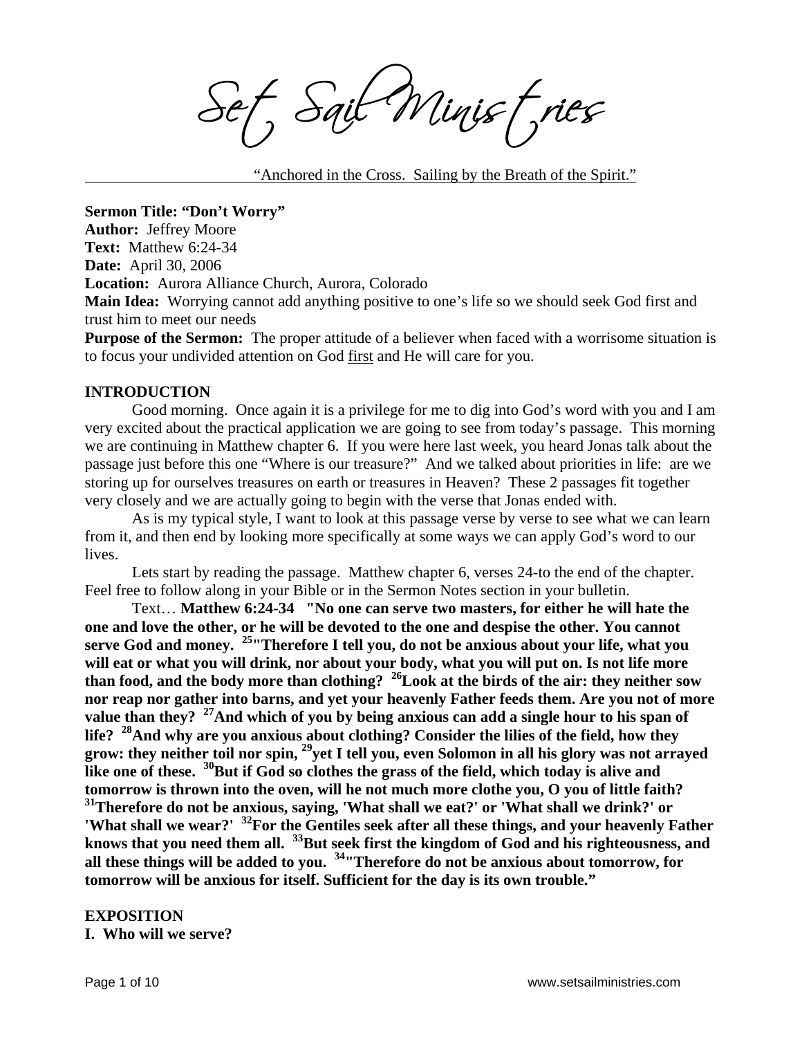# Set Sail Ministries

"Anchored in the Cross. Sailing by the Breath of the Spirit."

**Sermon Title: "Don't Worry"**
**Author:** Jeffrey Moore
**Text:** Matthew 6:24-34
**Date:** April 30, 2006
**Location:** Aurora Alliance Church, Aurora, Colorado
**Main Idea:** Worrying cannot add anything positive to one's life so we should seek God first and trust him to meet our needs
**Purpose of the Sermon:** The proper attitude of a believer when faced with a worrisome situation is to focus your undivided attention on God first and He will care for you.

## INTRODUCTION

Good morning. Once again it is a privilege for me to dig into God's word with you and I am very excited about the practical application we are going to see from today's passage. This morning we are continuing in Matthew chapter 6. If you were here last week, you heard Jonas talk about the passage just before this one "Where is our treasure?" And we talked about priorities in life: are we storing up for ourselves treasures on earth or treasures in Heaven? These 2 passages fit together very closely and we are actually going to begin with the verse that Jonas ended with.

As is my typical style, I want to look at this passage verse by verse to see what we can learn from it, and then end by looking more specifically at some ways we can apply God's word to our lives.

Lets start by reading the passage. Matthew chapter 6, verses 24-to the end of the chapter. Feel free to follow along in your Bible or in the Sermon Notes section in your bulletin.

Text… **Matthew 6:24-34 "No one can serve two masters, for either he will hate the one and love the other, or he will be devoted to the one and despise the other. You cannot serve God and money. [25]"Therefore I tell you, do not be anxious about your life, what you will eat or what you will drink, nor about your body, what you will put on. Is not life more than food, and the body more than clothing? [26]Look at the birds of the air: they neither sow nor reap nor gather into barns, and yet your heavenly Father feeds them. Are you not of more value than they? [27]And which of you by being anxious can add a single hour to his span of life? [28]And why are you anxious about clothing? Consider the lilies of the field, how they grow: they neither toil nor spin, [29]yet I tell you, even Solomon in all his glory was not arrayed like one of these. [30]But if God so clothes the grass of the field, which today is alive and tomorrow is thrown into the oven, will he not much more clothe you, O you of little faith? [31]Therefore do not be anxious, saying, 'What shall we eat?' or 'What shall we drink?' or 'What shall we wear?' [32]For the Gentiles seek after all these things, and your heavenly Father knows that you need them all. [33]But seek first the kingdom of God and his righteousness, and all these things will be added to you. [34]"Therefore do not be anxious about tomorrow, for tomorrow will be anxious for itself. Sufficient for the day is its own trouble."**

## EXPOSITION

### I. Who will we serve?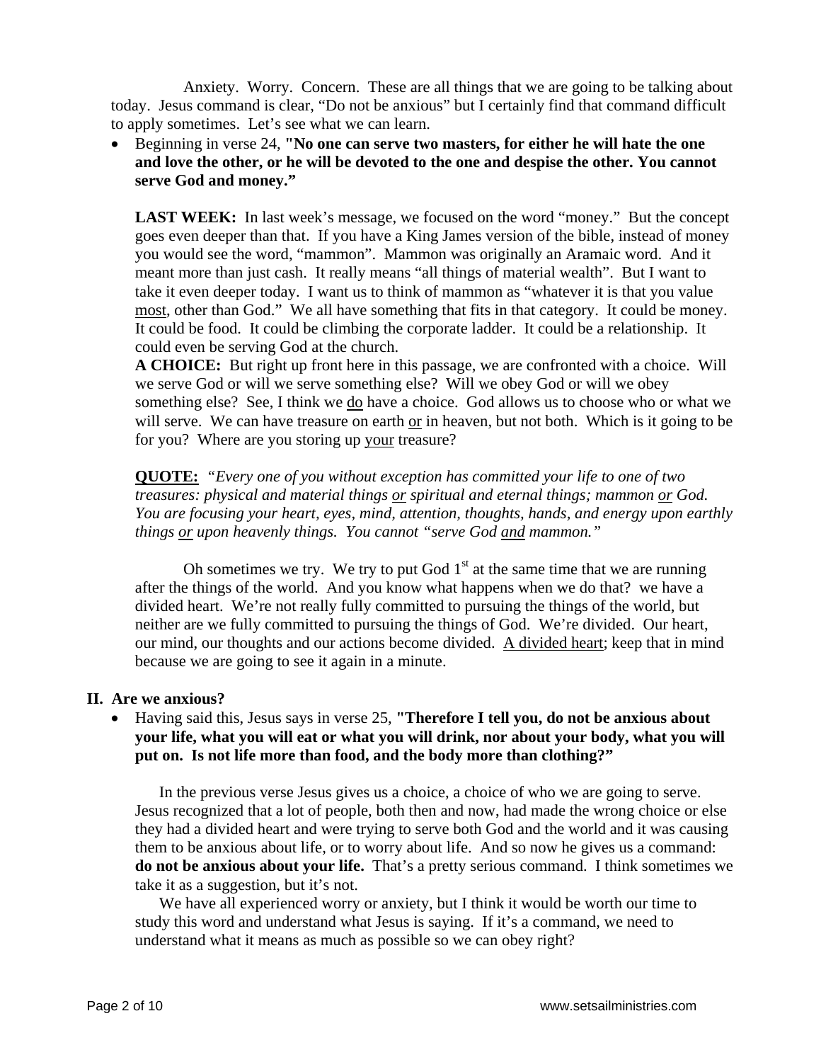Anxiety. Worry. Concern. These are all things that we are going to be talking about today. Jesus command is clear, "Do not be anxious" but I certainly find that command difficult to apply sometimes. Let's see what we can learn.

- Beginning in verse 24, **"No one can serve two masters, for either he will hate the one and love the other, or he will be devoted to the one and despise the other. You cannot serve God and money."**

  **LAST WEEK:** In last week's message, we focused on the word "money." But the concept goes even deeper than that. If you have a King James version of the bible, instead of money you would see the word, "mammon". Mammon was originally an Aramaic word. And it meant more than just cash. It really means "all things of material wealth". But I want to take it even deeper today. I want us to think of mammon as "whatever it is that you value <u>most</u>, other than God." We all have something that fits in that category. It could be money. It could be food. It could be climbing the corporate ladder. It could be a relationship. It could even be serving God at the church.

  **A CHOICE:** But right up front here in this passage, we are confronted with a choice. Will we serve God or will we serve something else? Will we obey God or will we obey something else? See, I think we <u>do</u> have a choice. God allows us to choose who or what we will serve. We can have treasure on earth <u>or</u> in heaven, but not both. Which is it going to be for you? Where are you storing up <u>your</u> treasure?

  **<u>QUOTE:</u>** *"Every one of you without exception has committed your life to one of two treasures: physical and material things <u>or</u> spiritual and eternal things; mammon <u>or</u> God. You are focusing your heart, eyes, mind, attention, thoughts, hands, and energy upon earthly things <u>or</u> upon heavenly things. You cannot "serve God <u>and</u> mammon."*

  Oh sometimes we try. We try to put God 1st at the same time that we are running after the things of the world. And you know what happens when we do that? we have a divided heart. We're not really fully committed to pursuing the things of the world, but neither are we fully committed to pursuing the things of God. We're divided. Our heart, our mind, our thoughts and our actions become divided. <u>A divided heart</u>; keep that in mind because we are going to see it again in a minute.

## II. Are we anxious?

- Having said this, Jesus says in verse 25, **"Therefore I tell you, do not be anxious about your life, what you will eat or what you will drink, nor about your body, what you will put on. Is not life more than food, and the body more than clothing?"**

  In the previous verse Jesus gives us a choice, a choice of who we are going to serve. Jesus recognized that a lot of people, both then and now, had made the wrong choice or else they had a divided heart and were trying to serve both God and the world and it was causing them to be anxious about life, or to worry about life. And so now he gives us a command: **do not be anxious about your life.** That's a pretty serious command. I think sometimes we take it as a suggestion, but it's not.

  We have all experienced worry or anxiety, but I think it would be worth our time to study this word and understand what Jesus is saying. If it's a command, we need to understand what it means as much as possible so we can obey right?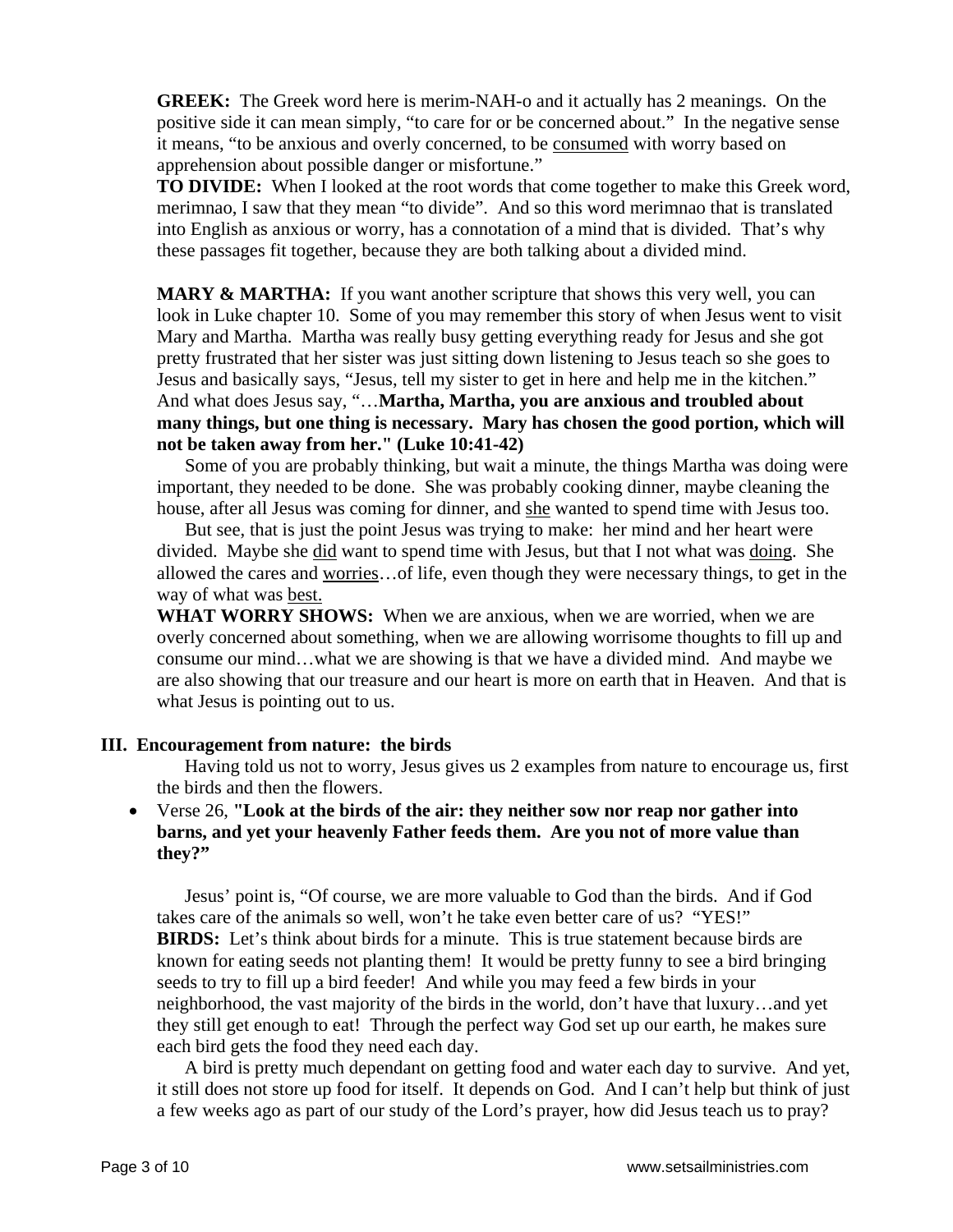**GREEK:** The Greek word here is merim-NAH-o and it actually has 2 meanings. On the positive side it can mean simply, "to care for or be concerned about." In the negative sense it means, "to be anxious and overly concerned, to be <u>consumed</u> with worry based on apprehension about possible danger or misfortune."

**TO DIVIDE:** When I looked at the root words that come together to make this Greek word, merimnao, I saw that they mean "to divide". And so this word merimnao that is translated into English as anxious or worry, has a connotation of a mind that is divided. That's why these passages fit together, because they are both talking about a divided mind.

**MARY & MARTHA:** If you want another scripture that shows this very well, you can look in Luke chapter 10. Some of you may remember this story of when Jesus went to visit Mary and Martha. Martha was really busy getting everything ready for Jesus and she got pretty frustrated that her sister was just sitting down listening to Jesus teach so she goes to Jesus and basically says, "Jesus, tell my sister to get in here and help me in the kitchen." And what does Jesus say, "…**Martha, Martha, you are anxious and troubled about many things, but one thing is necessary. Mary has chosen the good portion, which will not be taken away from her." (Luke 10:41-42)**

Some of you are probably thinking, but wait a minute, the things Martha was doing were important, they needed to be done. She was probably cooking dinner, maybe cleaning the house, after all Jesus was coming for dinner, and <u>she</u> wanted to spend time with Jesus too.

But see, that is just the point Jesus was trying to make: her mind and her heart were divided. Maybe she <u>did</u> want to spend time with Jesus, but that I not what was <u>doing</u>. She allowed the cares and <u>worries</u>…of life, even though they were necessary things, to get in the way of what was <u>best.</u>

**WHAT WORRY SHOWS:** When we are anxious, when we are worried, when we are overly concerned about something, when we are allowing worrisome thoughts to fill up and consume our mind…what we are showing is that we have a divided mind. And maybe we are also showing that our treasure and our heart is more on earth that in Heaven. And that is what Jesus is pointing out to us.

## III. Encouragement from nature: the birds

Having told us not to worry, Jesus gives us 2 examples from nature to encourage us, first the birds and then the flowers.

- Verse 26, **"Look at the birds of the air: they neither sow nor reap nor gather into barns, and yet your heavenly Father feeds them. Are you not of more value than they?"**

Jesus' point is, "Of course, we are more valuable to God than the birds. And if God takes care of the animals so well, won't he take even better care of us? "YES!"

**BIRDS:** Let's think about birds for a minute. This is true statement because birds are known for eating seeds not planting them! It would be pretty funny to see a bird bringing seeds to try to fill up a bird feeder! And while you may feed a few birds in your neighborhood, the vast majority of the birds in the world, don't have that luxury…and yet they still get enough to eat! Through the perfect way God set up our earth, he makes sure each bird gets the food they need each day.

A bird is pretty much dependant on getting food and water each day to survive. And yet, it still does not store up food for itself. It depends on God. And I can't help but think of just a few weeks ago as part of our study of the Lord's prayer, how did Jesus teach us to pray?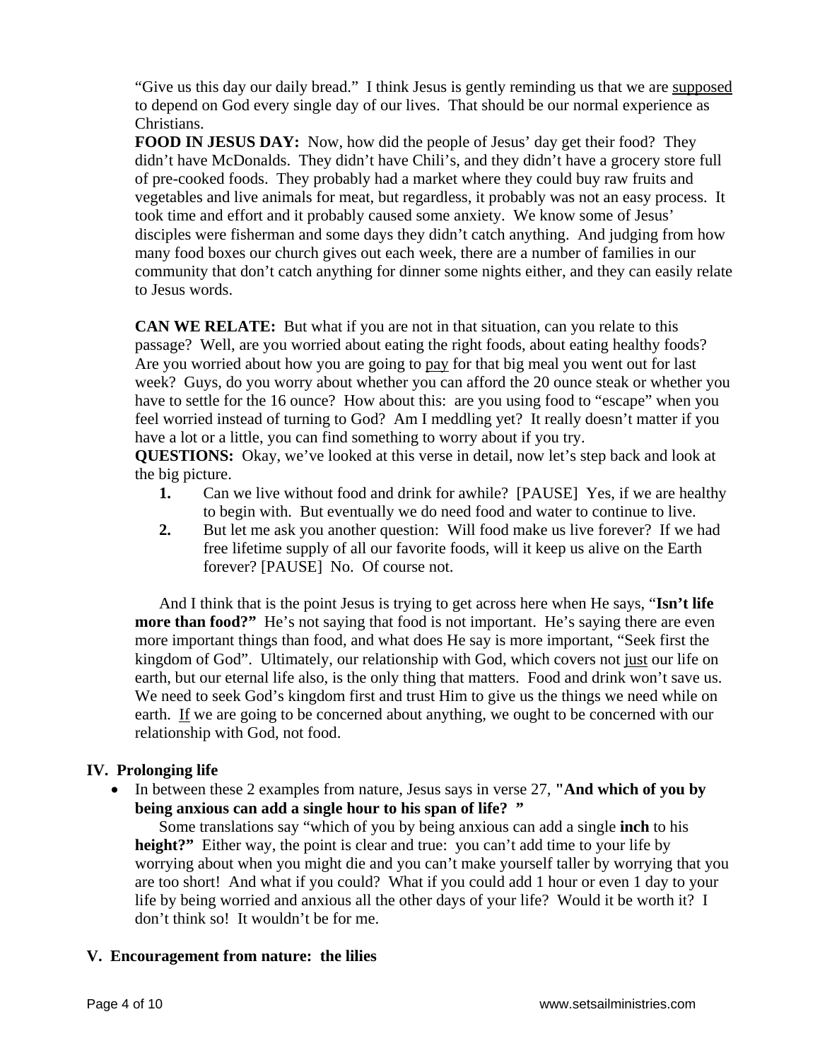"Give us this day our daily bread." I think Jesus is gently reminding us that we are supposed to depend on God every single day of our lives. That should be our normal experience as Christians.

**FOOD IN JESUS DAY:** Now, how did the people of Jesus' day get their food? They didn't have McDonalds. They didn't have Chili's, and they didn't have a grocery store full of pre-cooked foods. They probably had a market where they could buy raw fruits and vegetables and live animals for meat, but regardless, it probably was not an easy process. It took time and effort and it probably caused some anxiety. We know some of Jesus' disciples were fisherman and some days they didn't catch anything. And judging from how many food boxes our church gives out each week, there are a number of families in our community that don't catch anything for dinner some nights either, and they can easily relate to Jesus words.

**CAN WE RELATE:** But what if you are not in that situation, can you relate to this passage? Well, are you worried about eating the right foods, about eating healthy foods? Are you worried about how you are going to pay for that big meal you went out for last week? Guys, do you worry about whether you can afford the 20 ounce steak or whether you have to settle for the 16 ounce? How about this: are you using food to "escape" when you feel worried instead of turning to God? Am I meddling yet? It really doesn't matter if you have a lot or a little, you can find something to worry about if you try.

**QUESTIONS:** Okay, we've looked at this verse in detail, now let's step back and look at the big picture.

1. Can we live without food and drink for awhile? [PAUSE] Yes, if we are healthy to begin with. But eventually we do need food and water to continue to live.
2. But let me ask you another question: Will food make us live forever? If we had free lifetime supply of all our favorite foods, will it keep us alive on the Earth forever? [PAUSE] No. Of course not.

And I think that is the point Jesus is trying to get across here when He says, "**Isn't life more than food?"** He's not saying that food is not important. He's saying there are even more important things than food, and what does He say is more important, "Seek first the kingdom of God". Ultimately, our relationship with God, which covers not just our life on earth, but our eternal life also, is the only thing that matters. Food and drink won't save us. We need to seek God's kingdom first and trust Him to give us the things we need while on earth. If we are going to be concerned about anything, we ought to be concerned with our relationship with God, not food.

## IV. Prolonging life

- In between these 2 examples from nature, Jesus says in verse 27, **"And which of you by being anxious can add a single hour to his span of life? "**

  Some translations say "which of you by being anxious can add a single **inch** to his **height?"** Either way, the point is clear and true: you can't add time to your life by worrying about when you might die and you can't make yourself taller by worrying that you are too short! And what if you could? What if you could add 1 hour or even 1 day to your life by being worried and anxious all the other days of your life? Would it be worth it? I don't think so! It wouldn't be for me.

## V. Encouragement from nature: the lilies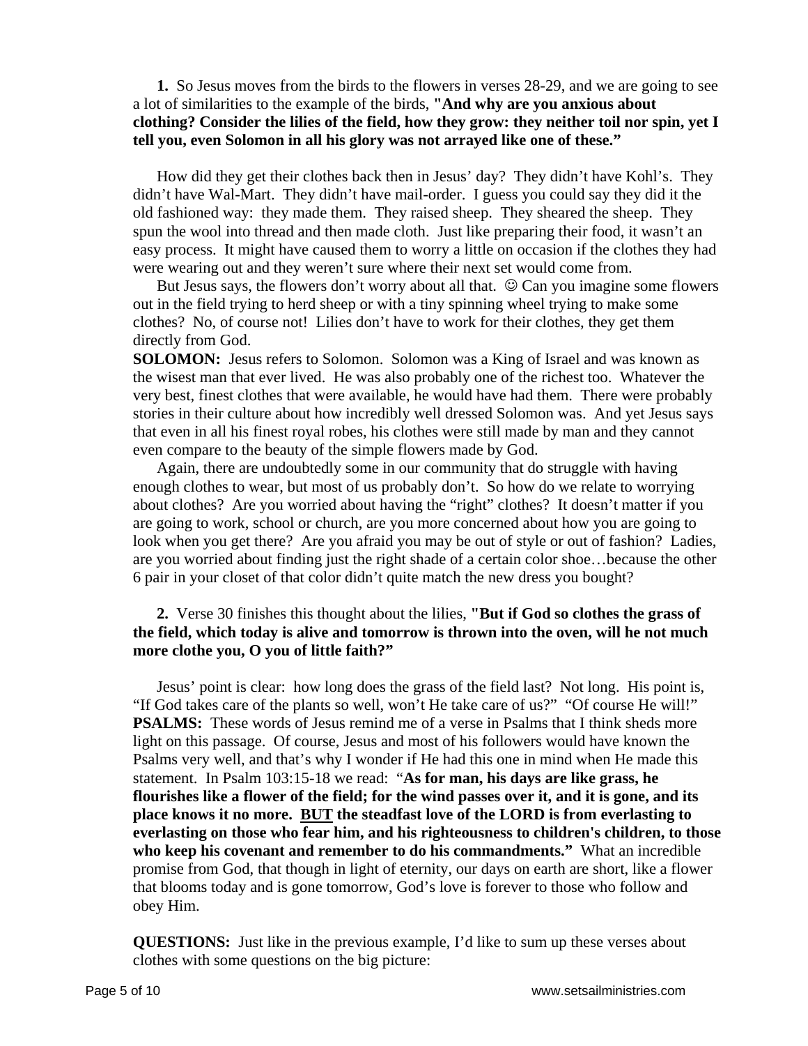**1.** So Jesus moves from the birds to the flowers in verses 28-29, and we are going to see a lot of similarities to the example of the birds, **"And why are you anxious about clothing? Consider the lilies of the field, how they grow: they neither toil nor spin, yet I tell you, even Solomon in all his glory was not arrayed like one of these."**

How did they get their clothes back then in Jesus' day? They didn't have Kohl's. They didn't have Wal-Mart. They didn't have mail-order. I guess you could say they did it the old fashioned way: they made them. They raised sheep. They sheared the sheep. They spun the wool into thread and then made cloth. Just like preparing their food, it wasn't an easy process. It might have caused them to worry a little on occasion if the clothes they had were wearing out and they weren't sure where their next set would come from.

But Jesus says, the flowers don't worry about all that. ☺ Can you imagine some flowers out in the field trying to herd sheep or with a tiny spinning wheel trying to make some clothes? No, of course not! Lilies don't have to work for their clothes, they get them directly from God.

**SOLOMON:** Jesus refers to Solomon. Solomon was a King of Israel and was known as the wisest man that ever lived. He was also probably one of the richest too. Whatever the very best, finest clothes that were available, he would have had them. There were probably stories in their culture about how incredibly well dressed Solomon was. And yet Jesus says that even in all his finest royal robes, his clothes were still made by man and they cannot even compare to the beauty of the simple flowers made by God.

Again, there are undoubtedly some in our community that do struggle with having enough clothes to wear, but most of us probably don't. So how do we relate to worrying about clothes? Are you worried about having the "right" clothes? It doesn't matter if you are going to work, school or church, are you more concerned about how you are going to look when you get there? Are you afraid you may be out of style or out of fashion? Ladies, are you worried about finding just the right shade of a certain color shoe…because the other 6 pair in your closet of that color didn't quite match the new dress you bought?

**2.** Verse 30 finishes this thought about the lilies, **"But if God so clothes the grass of the field, which today is alive and tomorrow is thrown into the oven, will he not much more clothe you, O you of little faith?"**

Jesus' point is clear: how long does the grass of the field last? Not long. His point is, "If God takes care of the plants so well, won't He take care of us?" "Of course He will!"

**PSALMS:** These words of Jesus remind me of a verse in Psalms that I think sheds more light on this passage. Of course, Jesus and most of his followers would have known the Psalms very well, and that's why I wonder if He had this one in mind when He made this statement. In Psalm 103:15-18 we read: "**As for man, his days are like grass, he flourishes like a flower of the field; for the wind passes over it, and it is gone, and its place knows it no more. <u>BUT</u> the steadfast love of the LORD is from everlasting to everlasting on those who fear him, and his righteousness to children's children, to those who keep his covenant and remember to do his commandments."** What an incredible promise from God, that though in light of eternity, our days on earth are short, like a flower that blooms today and is gone tomorrow, God's love is forever to those who follow and obey Him.

**QUESTIONS:** Just like in the previous example, I'd like to sum up these verses about clothes with some questions on the big picture: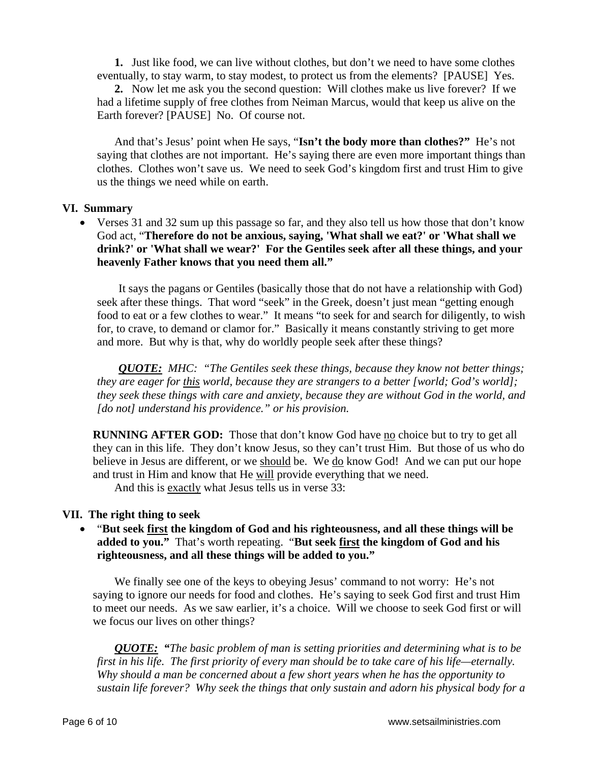**1.** Just like food, we can live without clothes, but don't we need to have some clothes eventually, to stay warm, to stay modest, to protect us from the elements? [PAUSE] Yes.

**2.** Now let me ask you the second question: Will clothes make us live forever? If we had a lifetime supply of free clothes from Neiman Marcus, would that keep us alive on the Earth forever? [PAUSE] No. Of course not.

And that's Jesus' point when He says, "**Isn't the body more than clothes?"** He's not saying that clothes are not important. He's saying there are even more important things than clothes. Clothes won't save us. We need to seek God's kingdom first and trust Him to give us the things we need while on earth.

## VI. Summary

- Verses 31 and 32 sum up this passage so far, and they also tell us how those that don't know God act, "**Therefore do not be anxious, saying, 'What shall we eat?' or 'What shall we drink?' or 'What shall we wear?' For the Gentiles seek after all these things, and your heavenly Father knows that you need them all."**

It says the pagans or Gentiles (basically those that do not have a relationship with God) seek after these things. That word "seek" in the Greek, doesn't just mean "getting enough food to eat or a few clothes to wear." It means "to seek for and search for diligently, to wish for, to crave, to demand or clamor for." Basically it means constantly striving to get more and more. But why is that, why do worldly people seek after these things?

***QUOTE:*** *MHC: "The Gentiles seek these things, because they know not better things; they are eager for this world, because they are strangers to a better [world; God's world]; they seek these things with care and anxiety, because they are without God in the world, and [do not] understand his providence." or his provision.*

**RUNNING AFTER GOD:** Those that don't know God have no choice but to try to get all they can in this life. They don't know Jesus, so they can't trust Him. But those of us who do believe in Jesus are different, or we should be. We do know God! And we can put our hope and trust in Him and know that He will provide everything that we need.

And this is exactly what Jesus tells us in verse 33:

## VII. The right thing to seek

- "**But seek first the kingdom of God and his righteousness, and all these things will be added to you."** That's worth repeating. "**But seek first the kingdom of God and his righteousness, and all these things will be added to you."**

We finally see one of the keys to obeying Jesus' command to not worry: He's not saying to ignore our needs for food and clothes. He's saying to seek God first and trust Him to meet our needs. As we saw earlier, it's a choice. Will we choose to seek God first or will we focus our lives on other things?

***QUOTE:*** ***"****The basic problem of man is setting priorities and determining what is to be first in his life. The first priority of every man should be to take care of his life—eternally. Why should a man be concerned about a few short years when he has the opportunity to sustain life forever? Why seek the things that only sustain and adorn his physical body for a*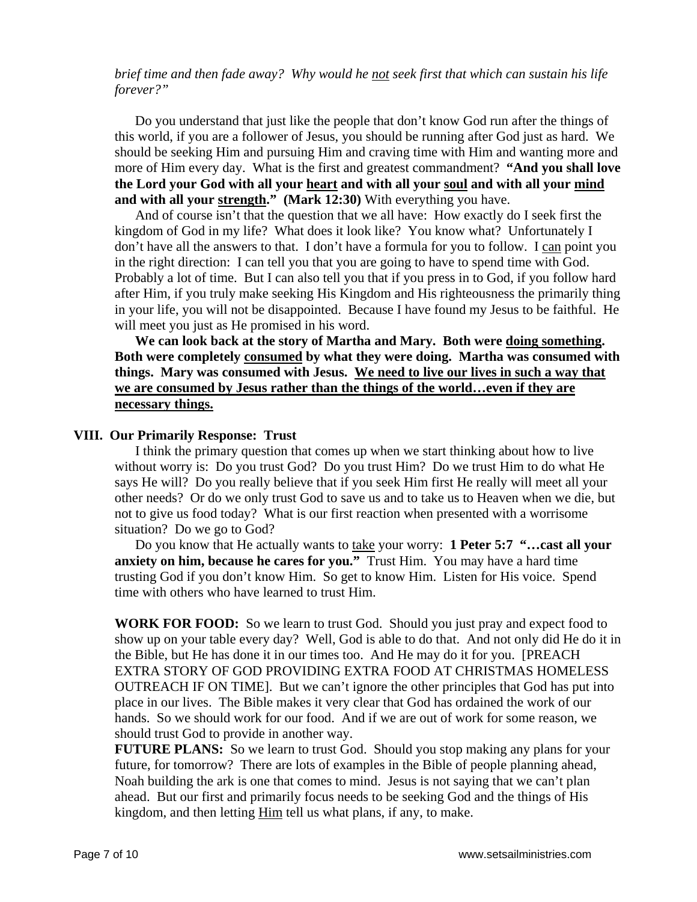*brief time and then fade away? Why would he <u>not</u> seek first that which can sustain his life forever?"*

Do you understand that just like the people that don't know God run after the things of this world, if you are a follower of Jesus, you should be running after God just as hard. We should be seeking Him and pursuing Him and craving time with Him and wanting more and more of Him every day. What is the first and greatest commandment? **"And you shall love the Lord your God with all your <u>heart</u> and with all your <u>soul</u> and with all your <u>mind</u> and with all your <u>strength</u>." (Mark 12:30)** With everything you have.

And of course isn't that the question that we all have: How exactly do I seek first the kingdom of God in my life? What does it look like? You know what? Unfortunately I don't have all the answers to that. I don't have a formula for you to follow. I <u>can</u> point you in the right direction: I can tell you that you are going to have to spend time with God. Probably a lot of time. But I can also tell you that if you press in to God, if you follow hard after Him, if you truly make seeking His Kingdom and His righteousness the primarily thing in your life, you will not be disappointed. Because I have found my Jesus to be faithful. He will meet you just as He promised in his word.

**We can look back at the story of Martha and Mary. Both were <u>doing something</u>. Both were completely <u>consumed</u> by what they were doing. Martha was consumed with things. Mary was consumed with Jesus. <u>We need to live our lives in such a way that we are consumed by Jesus rather than the things of the world…even if they are necessary things.</u>**

## VIII. Our Primarily Response: Trust

I think the primary question that comes up when we start thinking about how to live without worry is: Do you trust God? Do you trust Him? Do we trust Him to do what He says He will? Do you really believe that if you seek Him first He really will meet all your other needs? Or do we only trust God to save us and to take us to Heaven when we die, but not to give us food today? What is our first reaction when presented with a worrisome situation? Do we go to God?

Do you know that He actually wants to <u>take</u> your worry: **1 Peter 5:7 "…cast all your anxiety on him, because he cares for you."** Trust Him. You may have a hard time trusting God if you don't know Him. So get to know Him. Listen for His voice. Spend time with others who have learned to trust Him.

**WORK FOR FOOD:** So we learn to trust God. Should you just pray and expect food to show up on your table every day? Well, God is able to do that. And not only did He do it in the Bible, but He has done it in our times too. And He may do it for you. [PREACH EXTRA STORY OF GOD PROVIDING EXTRA FOOD AT CHRISTMAS HOMELESS OUTREACH IF ON TIME]. But we can't ignore the other principles that God has put into place in our lives. The Bible makes it very clear that God has ordained the work of our hands. So we should work for our food. And if we are out of work for some reason, we should trust God to provide in another way.

**FUTURE PLANS:** So we learn to trust God. Should you stop making any plans for your future, for tomorrow? There are lots of examples in the Bible of people planning ahead, Noah building the ark is one that comes to mind. Jesus is not saying that we can't plan ahead. But our first and primarily focus needs to be seeking God and the things of His kingdom, and then letting <u>Him</u> tell us what plans, if any, to make.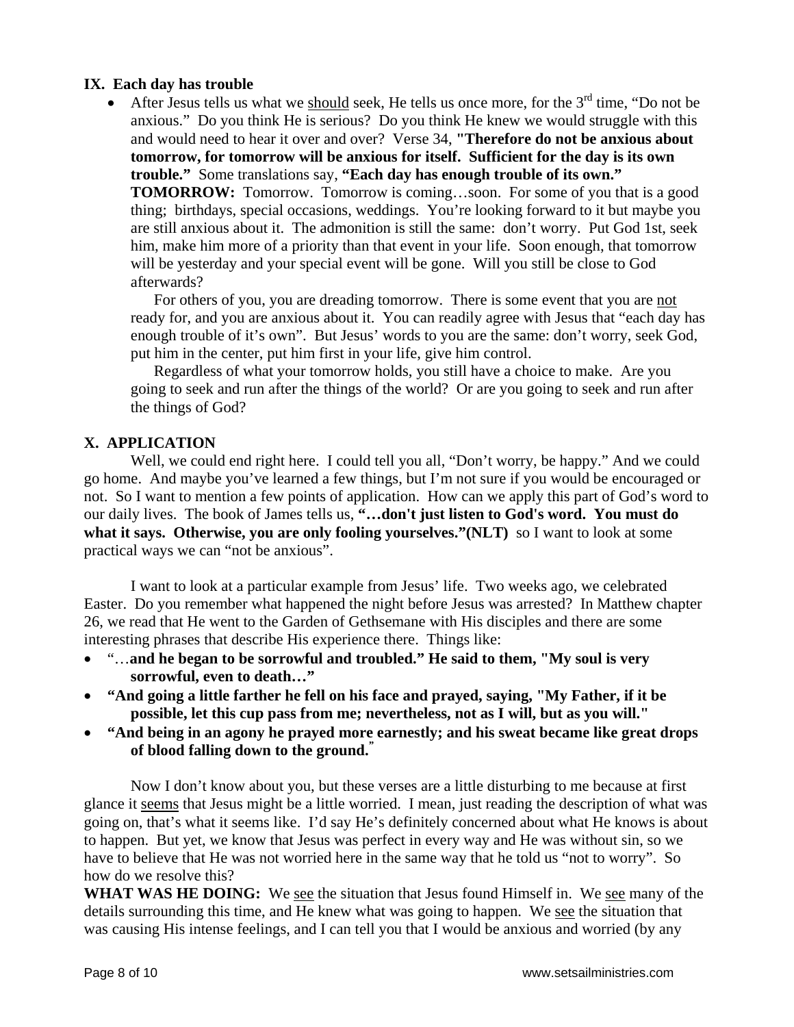**IX. Each day has trouble**

- After Jesus tells us what we <u>should</u> seek, He tells us once more, for the 3rd time, "Do not be anxious." Do you think He is serious? Do you think He knew we would struggle with this and would need to hear it over and over? Verse 34, **"Therefore do not be anxious about tomorrow, for tomorrow will be anxious for itself. Sufficient for the day is its own trouble."** Some translations say, **"Each day has enough trouble of its own."**
  **TOMORROW:** Tomorrow. Tomorrow is coming…soon. For some of you that is a good thing; birthdays, special occasions, weddings. You're looking forward to it but maybe you are still anxious about it. The admonition is still the same: don't worry. Put God 1st, seek him, make him more of a priority than that event in your life. Soon enough, that tomorrow will be yesterday and your special event will be gone. Will you still be close to God afterwards?

  For others of you, you are dreading tomorrow. There is some event that you are <u>not</u> ready for, and you are anxious about it. You can readily agree with Jesus that "each day has enough trouble of it's own". But Jesus' words to you are the same: don't worry, seek God, put him in the center, put him first in your life, give him control.

  Regardless of what your tomorrow holds, you still have a choice to make. Are you going to seek and run after the things of the world? Or are you going to seek and run after the things of God?

**X. APPLICATION**

Well, we could end right here. I could tell you all, "Don't worry, be happy." And we could go home. And maybe you've learned a few things, but I'm not sure if you would be encouraged or not. So I want to mention a few points of application. How can we apply this part of God's word to our daily lives. The book of James tells us, **"…don't just listen to God's word. You must do what it says. Otherwise, you are only fooling yourselves."(NLT)** so I want to look at some practical ways we can "not be anxious".

I want to look at a particular example from Jesus' life. Two weeks ago, we celebrated Easter. Do you remember what happened the night before Jesus was arrested? In Matthew chapter 26, we read that He went to the Garden of Gethsemane with His disciples and there are some interesting phrases that describe His experience there. Things like:

- "…**and he began to be sorrowful and troubled." He said to them, "My soul is very sorrowful, even to death…"**
- **"And going a little farther he fell on his face and prayed, saying, "My Father, if it be possible, let this cup pass from me; nevertheless, not as I will, but as you will."**
- **"And being in an agony he prayed more earnestly; and his sweat became like great drops of blood falling down to the ground."**

Now I don't know about you, but these verses are a little disturbing to me because at first glance it <u>seems</u> that Jesus might be a little worried. I mean, just reading the description of what was going on, that's what it seems like. I'd say He's definitely concerned about what He knows is about to happen. But yet, we know that Jesus was perfect in every way and He was without sin, so we have to believe that He was not worried here in the same way that he told us "not to worry". So how do we resolve this?

**WHAT WAS HE DOING:** We <u>see</u> the situation that Jesus found Himself in. We <u>see</u> many of the details surrounding this time, and He knew what was going to happen. We <u>see</u> the situation that was causing His intense feelings, and I can tell you that I would be anxious and worried (by any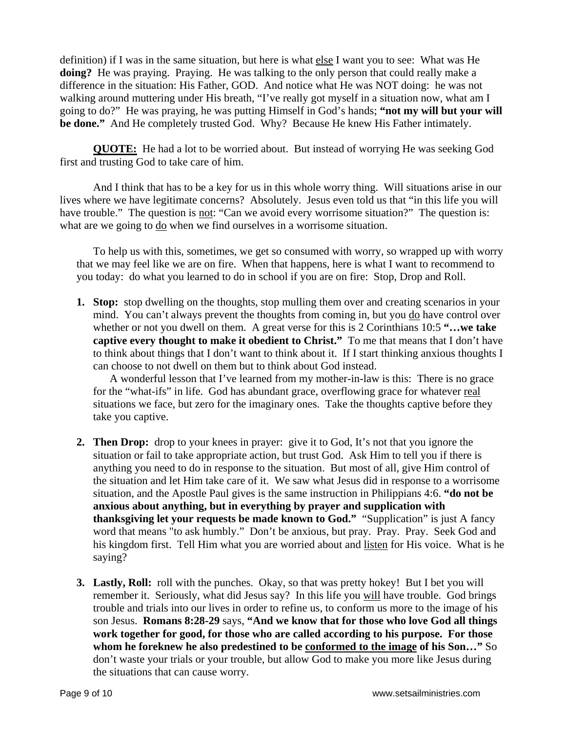definition) if I was in the same situation, but here is what <u>else</u> I want you to see: What was He **doing?** He was praying. Praying. He was talking to the only person that could really make a difference in the situation: His Father, GOD. And notice what He was NOT doing: he was not walking around muttering under His breath, "I've really got myself in a situation now, what am I going to do?" He was praying, he was putting Himself in God's hands; **"not my will but your will be done."** And He completely trusted God. Why? Because He knew His Father intimately.

**<u>QUOTE:</u>** He had a lot to be worried about. But instead of worrying He was seeking God first and trusting God to take care of him.

And I think that has to be a key for us in this whole worry thing. Will situations arise in our lives where we have legitimate concerns? Absolutely. Jesus even told us that "in this life you will have trouble." The question is <u>not</u>: "Can we avoid every worrisome situation?" The question is: what are we going to <u>do</u> when we find ourselves in a worrisome situation.

To help us with this, sometimes, we get so consumed with worry, so wrapped up with worry that we may feel like we are on fire. When that happens, here is what I want to recommend to you today: do what you learned to do in school if you are on fire: Stop, Drop and Roll.

1. **Stop:** stop dwelling on the thoughts, stop mulling them over and creating scenarios in your mind. You can't always prevent the thoughts from coming in, but you <u>do</u> have control over whether or not you dwell on them. A great verse for this is 2 Corinthians 10:5 **"…we take captive every thought to make it obedient to Christ."** To me that means that I don't have to think about things that I don't want to think about it. If I start thinking anxious thoughts I can choose to not dwell on them but to think about God instead.

   A wonderful lesson that I've learned from my mother-in-law is this: There is no grace for the "what-ifs" in life. God has abundant grace, overflowing grace for whatever <u>real</u> situations we face, but zero for the imaginary ones. Take the thoughts captive before they take you captive.

2. **Then Drop:** drop to your knees in prayer: give it to God, It's not that you ignore the situation or fail to take appropriate action, but trust God. Ask Him to tell you if there is anything you need to do in response to the situation. But most of all, give Him control of the situation and let Him take care of it. We saw what Jesus did in response to a worrisome situation, and the Apostle Paul gives is the same instruction in Philippians 4:6. **"do not be anxious about anything, but in everything by prayer and supplication with thanksgiving let your requests be made known to God."** "Supplication" is just A fancy word that means "to ask humbly." Don't be anxious, but pray. Pray. Pray. Seek God and his kingdom first. Tell Him what you are worried about and <u>listen</u> for His voice. What is he saying?

3. **Lastly, Roll:** roll with the punches. Okay, so that was pretty hokey! But I bet you will remember it. Seriously, what did Jesus say? In this life you <u>will</u> have trouble. God brings trouble and trials into our lives in order to refine us, to conform us more to the image of his son Jesus. **Romans 8:28-29** says, **"And we know that for those who love God all things work together for good, for those who are called according to his purpose. For those whom he foreknew he also predestined to be <u>conformed to the image</u> of his Son…"** So don't waste your trials or your trouble, but allow God to make you more like Jesus during the situations that can cause worry.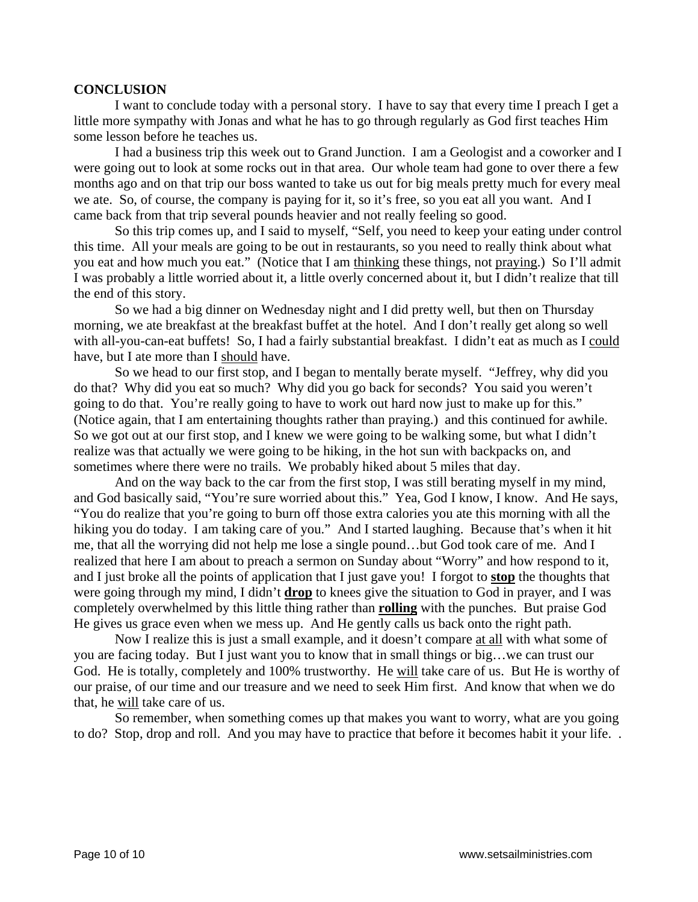**CONCLUSION**

I want to conclude today with a personal story. I have to say that every time I preach I get a little more sympathy with Jonas and what he has to go through regularly as God first teaches Him some lesson before he teaches us.

I had a business trip this week out to Grand Junction. I am a Geologist and a coworker and I were going out to look at some rocks out in that area. Our whole team had gone to over there a few months ago and on that trip our boss wanted to take us out for big meals pretty much for every meal we ate. So, of course, the company is paying for it, so it's free, so you eat all you want. And I came back from that trip several pounds heavier and not really feeling so good.

So this trip comes up, and I said to myself, "Self, you need to keep your eating under control this time. All your meals are going to be out in restaurants, so you need to really think about what you eat and how much you eat." (Notice that I am <u>thinking</u> these things, not <u>praying</u>.) So I'll admit I was probably a little worried about it, a little overly concerned about it, but I didn't realize that till the end of this story.

So we had a big dinner on Wednesday night and I did pretty well, but then on Thursday morning, we ate breakfast at the breakfast buffet at the hotel. And I don't really get along so well with all-you-can-eat buffets! So, I had a fairly substantial breakfast. I didn't eat as much as I <u>could</u> have, but I ate more than I <u>should</u> have.

So we head to our first stop, and I began to mentally berate myself. "Jeffrey, why did you do that? Why did you eat so much? Why did you go back for seconds? You said you weren't going to do that. You're really going to have to work out hard now just to make up for this." (Notice again, that I am entertaining thoughts rather than praying.) and this continued for awhile. So we got out at our first stop, and I knew we were going to be walking some, but what I didn't realize was that actually we were going to be hiking, in the hot sun with backpacks on, and sometimes where there were no trails. We probably hiked about 5 miles that day.

And on the way back to the car from the first stop, I was still berating myself in my mind, and God basically said, "You're sure worried about this." Yea, God I know, I know. And He says, "You do realize that you're going to burn off those extra calories you ate this morning with all the hiking you do today. I am taking care of you." And I started laughing. Because that's when it hit me, that all the worrying did not help me lose a single pound…but God took care of me. And I realized that here I am about to preach a sermon on Sunday about "Worry" and how respond to it, and I just broke all the points of application that I just gave you! I forgot to <u>**stop**</u> the thoughts that were going through my mind, I didn't <u>**drop**</u> to knees give the situation to God in prayer, and I was completely overwhelmed by this little thing rather than <u>**rolling**</u> with the punches. But praise God He gives us grace even when we mess up. And He gently calls us back onto the right path.

Now I realize this is just a small example, and it doesn't compare <u>at all</u> with what some of you are facing today. But I just want you to know that in small things or big…we can trust our God. He is totally, completely and 100% trustworthy. He <u>will</u> take care of us. But He is worthy of our praise, of our time and our treasure and we need to seek Him first. And know that when we do that, he <u>will</u> take care of us.

So remember, when something comes up that makes you want to worry, what are you going to do? Stop, drop and roll. And you may have to practice that before it becomes habit it your life. .